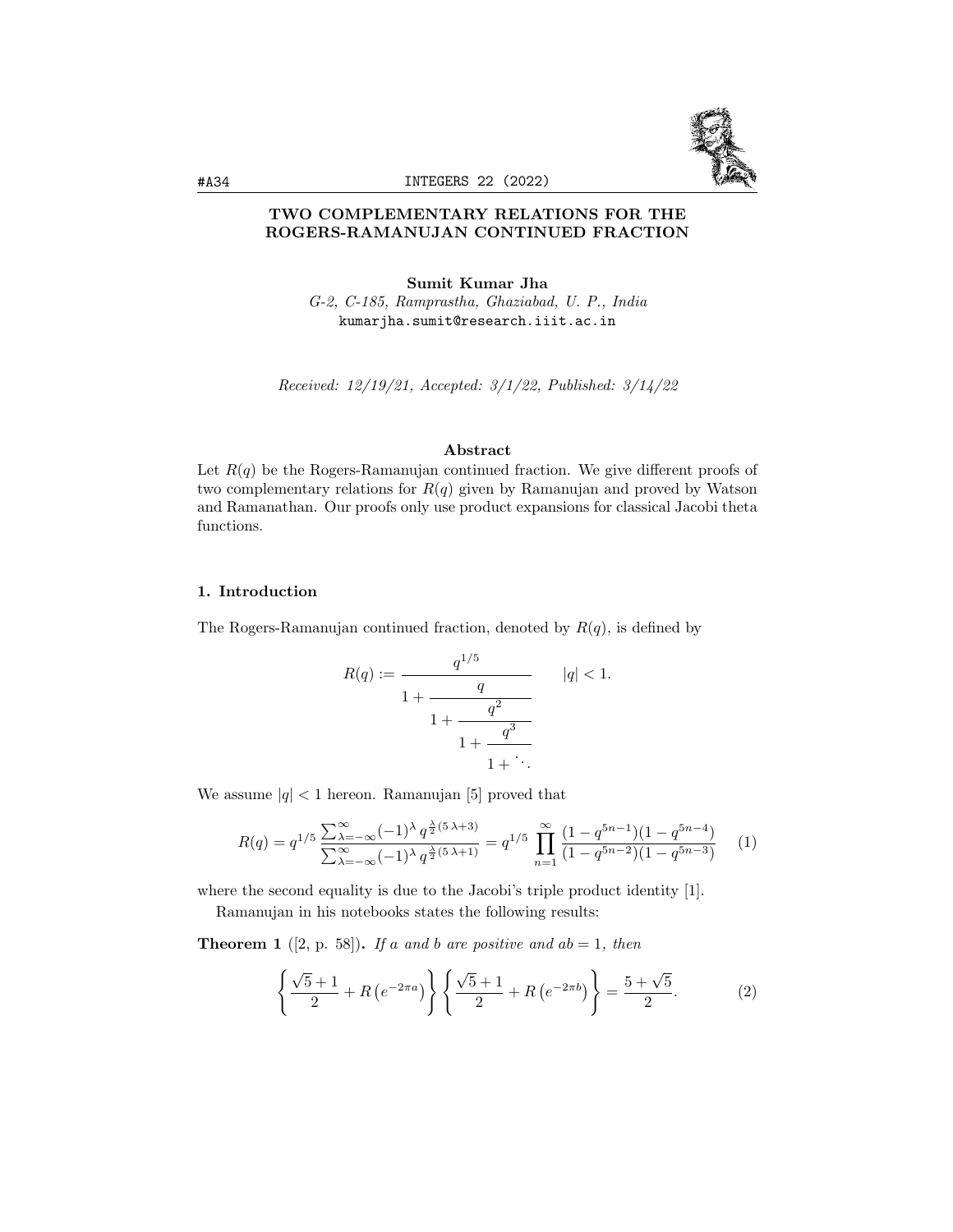# TWO COMPLEMENTARY RELATIONS FOR THE ROGERS-RAMANUJAN CONTINUED FRACTION

**Sumit Kumar Jha**
*G-2, C-185, Ramprastha, Ghaziabad, U. P., India*
kumarjha.sumit@research.iiit.ac.in

*Received: 12/19/21, Accepted: 3/1/22, Published: 3/14/22*

### Abstract

Let $R(q)$ be the Rogers-Ramanujan continued fraction. We give different proofs of two complementary relations for $R(q)$ given by Ramanujan and proved by Watson and Ramanathan. Our proofs only use product expansions for classical Jacobi theta functions.

## 1. Introduction

The Rogers-Ramanujan continued fraction, denoted by $R(q)$, is defined by

$$R(q) := \cfrac{q^{1/5}}{1+\cfrac{q}{1+\cfrac{q^2}{1+\cfrac{q^3}{1+\ddots}}}} \qquad |q|<1.$$

We assume $|q|<1$ hereon. Ramanujan [5] proved that

$$R(q) = q^{1/5}\,\frac{\sum_{\lambda=-\infty}^{\infty}(-1)^{\lambda}\,q^{\frac{\lambda}{2}(5\,\lambda+3)}}{\sum_{\lambda=-\infty}^{\infty}(-1)^{\lambda}\,q^{\frac{\lambda}{2}(5\,\lambda+1)}} = q^{1/5}\prod_{n=1}^{\infty}\frac{(1-q^{5n-1})(1-q^{5n-4})}{(1-q^{5n-2})(1-q^{5n-3})} \tag{1}$$

where the second equality is due to the Jacobi's triple product identity [1].

Ramanujan in his notebooks states the following results:

**Theorem 1** ([2, p. 58]). *If $a$ and $b$ are positive and $ab=1$, then*

$$\left\{\frac{\sqrt{5}+1}{2}+R\left(e^{-2\pi a}\right)\right\}\left\{\frac{\sqrt{5}+1}{2}+R\left(e^{-2\pi b}\right)\right\}=\frac{5+\sqrt{5}}{2}. \tag{2}$$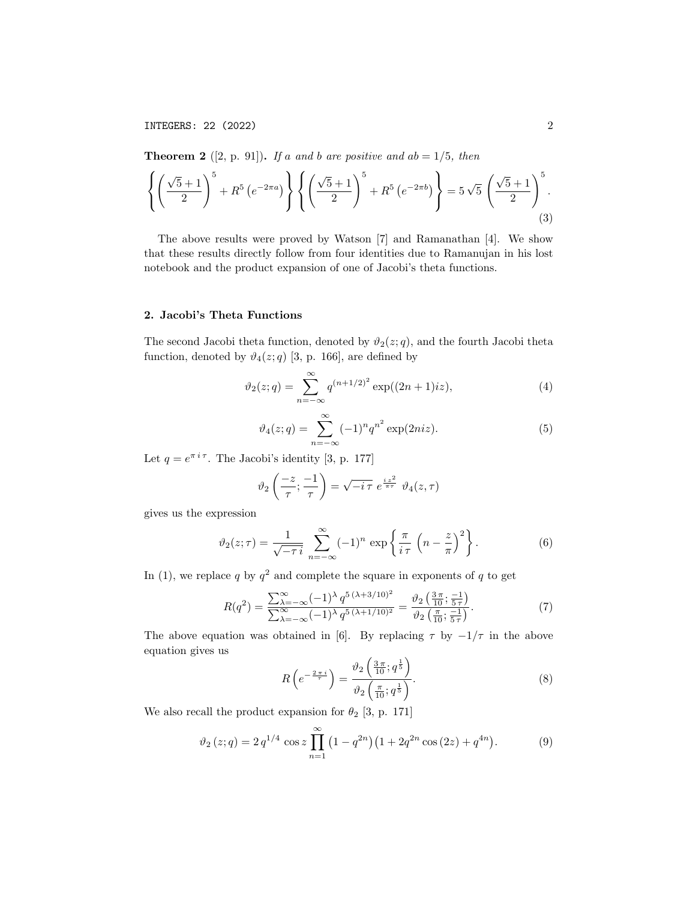**Theorem 2** ([2, p. 91])**.** *If $a$ and $b$ are positive and $ab = 1/5$, then*

$$\left\{\left(\frac{\sqrt{5}+1}{2}\right)^5 + R^5\left(e^{-2\pi a}\right)\right\}\left\{\left(\frac{\sqrt{5}+1}{2}\right)^5 + R^5\left(e^{-2\pi b}\right)\right\} = 5\sqrt{5}\left(\frac{\sqrt{5}+1}{2}\right)^5. \tag{3}$$

The above results were proved by Watson [7] and Ramanathan [4]. We show that these results directly follow from four identities due to Ramanujan in his lost notebook and the product expansion of one of Jacobi's theta functions.

## 2. Jacobi's Theta Functions

The second Jacobi theta function, denoted by $\vartheta_2(z;q)$, and the fourth Jacobi theta function, denoted by $\vartheta_4(z;q)$ [3, p. 166], are defined by

$$\vartheta_2(z;q) = \sum_{n=-\infty}^{\infty} q^{(n+1/2)^2} \exp((2n+1)iz), \tag{4}$$

$$\vartheta_4(z;q) = \sum_{n=-\infty}^{\infty} (-1)^n q^{n^2} \exp(2niz). \tag{5}$$

Let $q = e^{\pi i \tau}$. The Jacobi's identity [3, p. 177]

$$\vartheta_2\left(\frac{-z}{\tau};\frac{-1}{\tau}\right) = \sqrt{-i\,\tau}\; e^{\frac{i\,z^2}{\pi\tau}}\;\vartheta_4(z,\tau)$$

gives us the expression

$$\vartheta_2(z;\tau) = \frac{1}{\sqrt{-\tau\, i}}\sum_{n=-\infty}^{\infty}(-1)^n \exp\left\{\frac{\pi}{i\,\tau}\left(n-\frac{z}{\pi}\right)^2\right\}. \tag{6}$$

In (1), we replace $q$ by $q^2$ and complete the square in exponents of $q$ to get

$$R(q^2) = \frac{\sum_{\lambda=-\infty}^{\infty}(-1)^\lambda q^{5\,(\lambda+3/10)^2}}{\sum_{\lambda=-\infty}^{\infty}(-1)^\lambda q^{5\,(\lambda+1/10)^2}} = \frac{\vartheta_2\left(\frac{3\pi}{10};\frac{-1}{5\tau}\right)}{\vartheta_2\left(\frac{\pi}{10};\frac{-1}{5\tau}\right)}. \tag{7}$$

The above equation was obtained in [6]. By replacing $\tau$ by $-1/\tau$ in the above equation gives us

$$R\left(e^{-\frac{2\pi i}{\tau}}\right) = \frac{\vartheta_2\left(\frac{3\pi}{10};q^{\frac{1}{5}}\right)}{\vartheta_2\left(\frac{\pi}{10};q^{\frac{1}{5}}\right)}. \tag{8}$$

We also recall the product expansion for $\theta_2$ [3, p. 171]

$$\vartheta_2(z;q) = 2\,q^{1/4}\cos z\prod_{n=1}^{\infty}\left(1-q^{2n}\right)\left(1+2q^{2n}\cos(2z)+q^{4n}\right). \tag{9}$$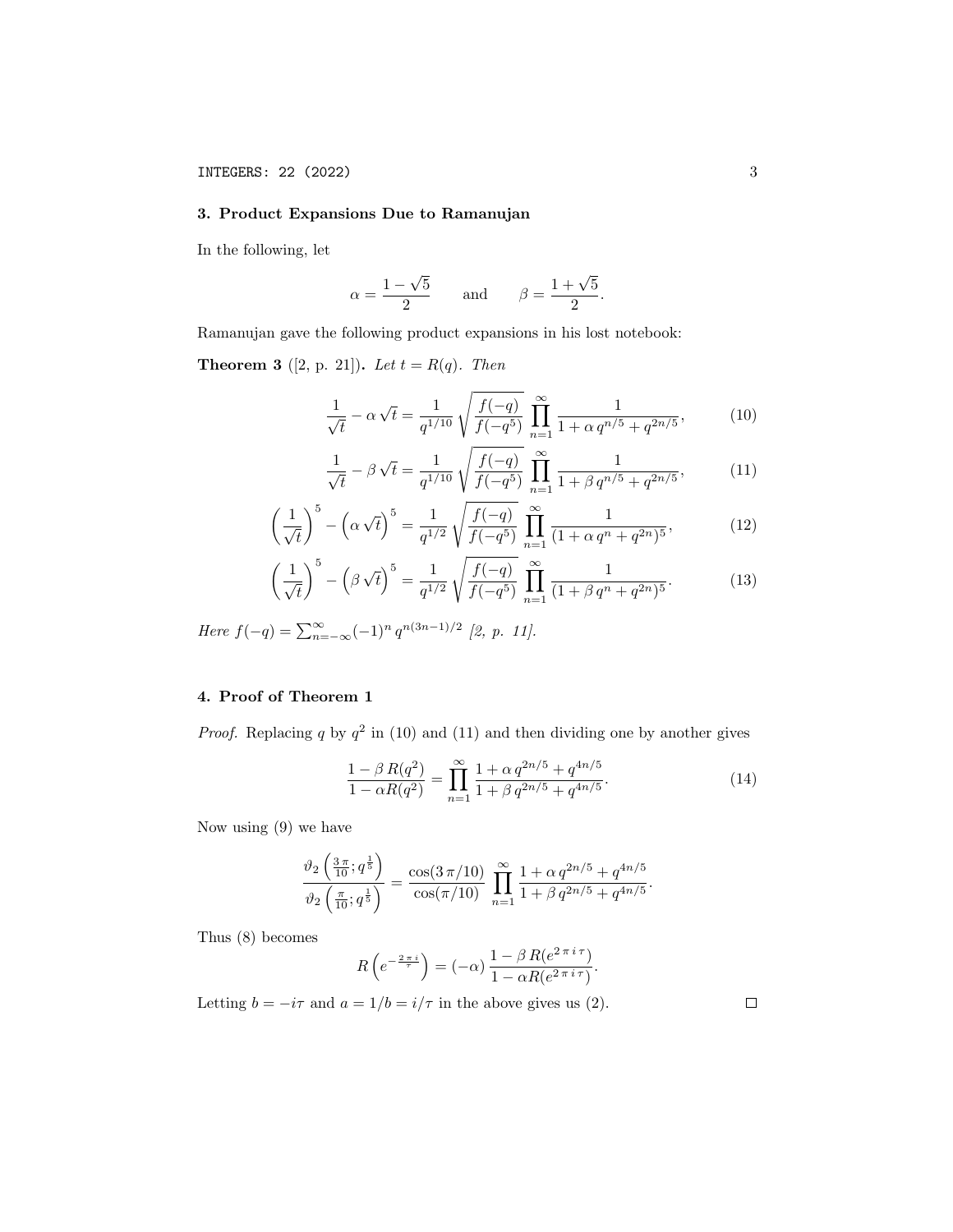## 3. Product Expansions Due to Ramanujan

In the following, let

$$\alpha = \frac{1-\sqrt{5}}{2} \qquad \text{and} \qquad \beta = \frac{1+\sqrt{5}}{2}.$$

Ramanujan gave the following product expansions in his lost notebook:

**Theorem 3** ([2, p. 21])**.** *Let $t = R(q)$. Then*

$$\frac{1}{\sqrt{t}} - \alpha\sqrt{t} = \frac{1}{q^{1/10}}\sqrt{\frac{f(-q)}{f(-q^5)}}\prod_{n=1}^{\infty}\frac{1}{1+\alpha\, q^{n/5}+q^{2n/5}}, \tag{10}$$

$$\frac{1}{\sqrt{t}} - \beta\sqrt{t} = \frac{1}{q^{1/10}}\sqrt{\frac{f(-q)}{f(-q^5)}}\prod_{n=1}^{\infty}\frac{1}{1+\beta\, q^{n/5}+q^{2n/5}}, \tag{11}$$

$$\left(\frac{1}{\sqrt{t}}\right)^5 - \left(\alpha\sqrt{t}\right)^5 = \frac{1}{q^{1/2}}\sqrt{\frac{f(-q)}{f(-q^5)}}\prod_{n=1}^{\infty}\frac{1}{(1+\alpha\, q^{n}+q^{2n})^5}, \tag{12}$$

$$\left(\frac{1}{\sqrt{t}}\right)^5 - \left(\beta\sqrt{t}\right)^5 = \frac{1}{q^{1/2}}\sqrt{\frac{f(-q)}{f(-q^5)}}\prod_{n=1}^{\infty}\frac{1}{(1+\beta\, q^{n}+q^{2n})^5}. \tag{13}$$

*Here $f(-q) = \sum_{n=-\infty}^{\infty}(-1)^n q^{n(3n-1)/2}$ [2, p. 11].*

## 4. Proof of Theorem 1

*Proof.* Replacing $q$ by $q^2$ in (10) and (11) and then dividing one by another gives

$$\frac{1-\beta\, R(q^2)}{1-\alpha R(q^2)} = \prod_{n=1}^{\infty}\frac{1+\alpha\, q^{2n/5}+q^{4n/5}}{1+\beta\, q^{2n/5}+q^{4n/5}}. \tag{14}$$

Now using (9) we have

$$\frac{\vartheta_2\left(\frac{3\pi}{10}; q^{\frac{1}{5}}\right)}{\vartheta_2\left(\frac{\pi}{10}; q^{\frac{1}{5}}\right)} = \frac{\cos(3\pi/10)}{\cos(\pi/10)}\prod_{n=1}^{\infty}\frac{1+\alpha\, q^{2n/5}+q^{4n/5}}{1+\beta\, q^{2n/5}+q^{4n/5}}.$$

Thus (8) becomes

$$R\left(e^{-\frac{2\pi i}{\tau}}\right) = (-\alpha)\,\frac{1-\beta\, R(e^{2\pi i\tau})}{1-\alpha R(e^{2\pi i\tau})}.$$

Letting $b = -i\tau$ and $a = 1/b = i/\tau$ in the above gives us (2). $\square$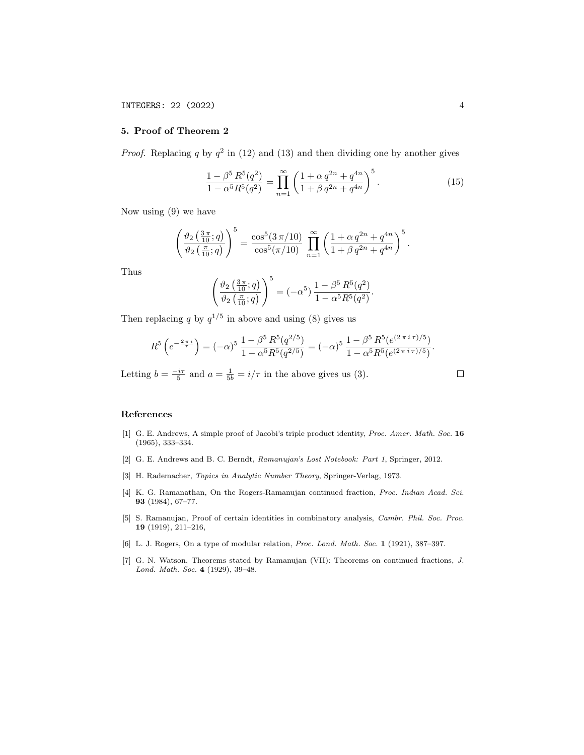## 5. Proof of Theorem 2

*Proof.* Replacing $q$ by $q^2$ in (12) and (13) and then dividing one by another gives

$$\frac{1-\beta^5\,R^5(q^2)}{1-\alpha^5 R^5(q^2)} = \prod_{n=1}^{\infty}\left(\frac{1+\alpha\,q^{2n}+q^{4n}}{1+\beta\,q^{2n}+q^{4n}}\right)^5. \tag{15}$$

Now using (9) we have

$$\left(\frac{\vartheta_2\left(\frac{3\,\pi}{10};q\right)}{\vartheta_2\left(\frac{\pi}{10};q\right)}\right)^5 = \frac{\cos^5(3\,\pi/10)}{\cos^5(\pi/10)}\prod_{n=1}^{\infty}\left(\frac{1+\alpha\,q^{2n}+q^{4n}}{1+\beta\,q^{2n}+q^{4n}}\right)^5.$$

Thus

$$\left(\frac{\vartheta_2\left(\frac{3\,\pi}{10};q\right)}{\vartheta_2\left(\frac{\pi}{10};q\right)}\right)^5 = (-\alpha^5)\,\frac{1-\beta^5\,R^5(q^2)}{1-\alpha^5 R^5(q^2)}.$$

Then replacing $q$ by $q^{1/5}$ in above and using (8) gives us

$$R^5\left(e^{-\frac{2\,\pi\,i}{\tau}}\right) = (-\alpha)^5\,\frac{1-\beta^5\,R^5(q^{2/5})}{1-\alpha^5 R^5(q^{2/5})} = (-\alpha)^5\,\frac{1-\beta^5\,R^5(e^{(2\,\pi\,i\,\tau)/5})}{1-\alpha^5 R^5(e^{(2\,\pi\,i\,\tau)/5})}.$$

Letting $b = \frac{-i\tau}{5}$ and $a = \frac{1}{5b} = i/\tau$ in the above gives us (3). □

## References

[1] G. E. Andrews, A simple proof of Jacobi's triple product identity, *Proc. Amer. Math. Soc.* **16** (1965), 333–334.

[2] G. E. Andrews and B. C. Berndt, *Ramanujan's Lost Notebook: Part 1*, Springer, 2012.

[3] H. Rademacher, *Topics in Analytic Number Theory*, Springer-Verlag, 1973.

[4] K. G. Ramanathan, On the Rogers-Ramanujan continued fraction, *Proc. Indian Acad. Sci.* **93** (1984), 67–77.

[5] S. Ramanujan, Proof of certain identities in combinatory analysis, *Cambr. Phil. Soc. Proc.* **19** (1919), 211–216,

[6] L. J. Rogers, On a type of modular relation, *Proc. Lond. Math. Soc.* **1** (1921), 387–397.

[7] G. N. Watson, Theorems stated by Ramanujan (VII): Theorems on continued fractions, *J. Lond. Math. Soc.* **4** (1929), 39–48.